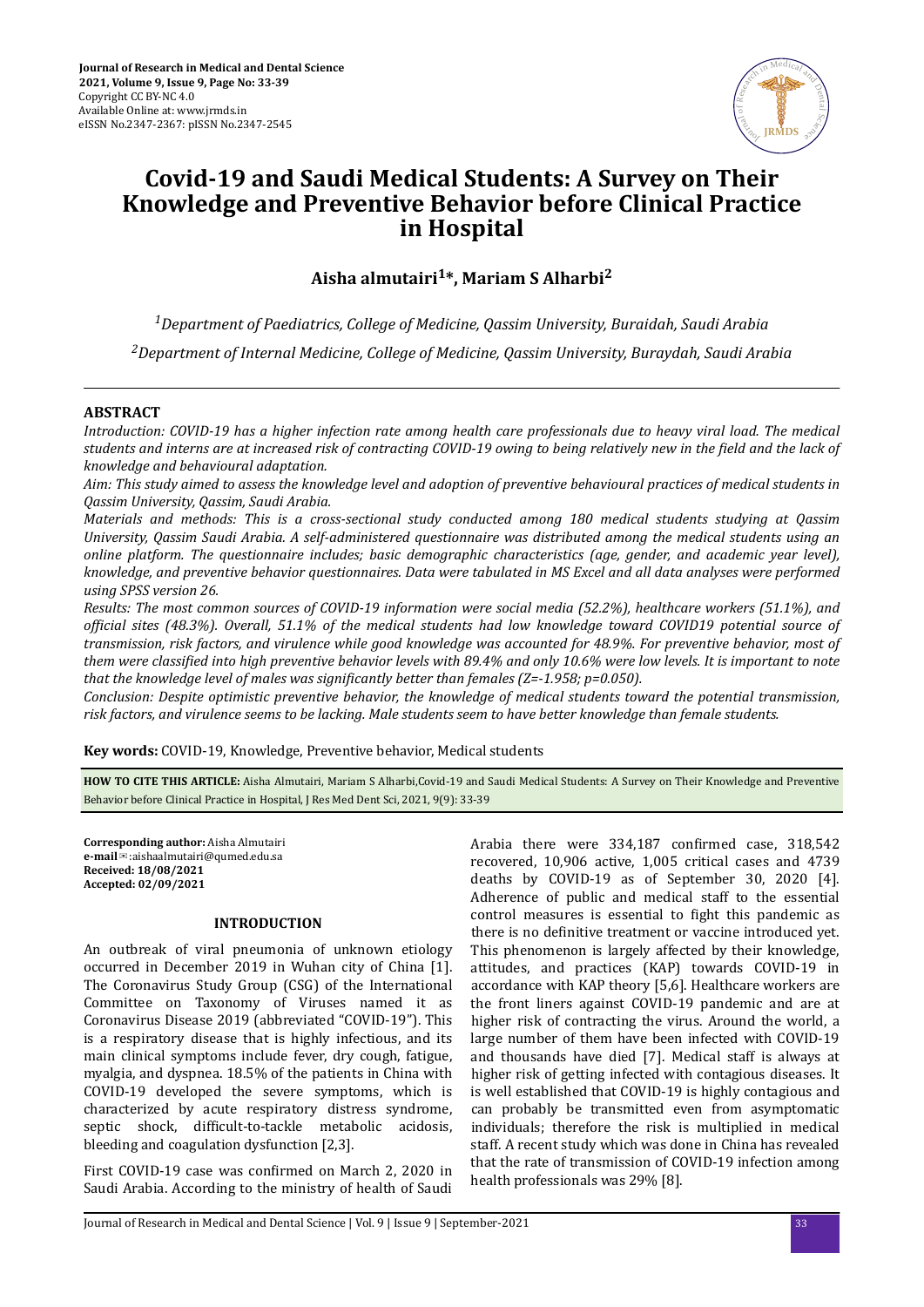# Covid-19 and Saudi Medical Students: A Survey on Their Knowledge and Preventive Behavior before Clinical Practice in Hospital

**Aisha almutairi[1]*, Mariam S Alharbi[2]**

*[1]Department of Paediatrics, College of Medicine, Qassim University, Buraidah, Saudi Arabia*

*[2]Department of Internal Medicine, College of Medicine, Qassim University, Buraydah, Saudi Arabia*

## ABSTRACT

*Introduction: COVID-19 has a higher infection rate among health care professionals due to heavy viral load. The medical students and interns are at increased risk of contracting COVID-19 owing to being relatively new in the field and the lack of knowledge and behavioural adaptation.*

*Aim: This study aimed to assess the knowledge level and adoption of preventive behavioural practices of medical students in Qassim University, Qassim, Saudi Arabia.*

*Materials and methods: This is a cross-sectional study conducted among 180 medical students studying at Qassim University, Qassim Saudi Arabia. A self-administered questionnaire was distributed among the medical students using an online platform. The questionnaire includes; basic demographic characteristics (age, gender, and academic year level), knowledge, and preventive behavior questionnaires. Data were tabulated in MS Excel and all data analyses were performed using SPSS version 26.*

*Results: The most common sources of COVID-19 information were social media (52.2%), healthcare workers (51.1%), and official sites (48.3%). Overall, 51.1% of the medical students had low knowledge toward COVID19 potential source of transmission, risk factors, and virulence while good knowledge was accounted for 48.9%. For preventive behavior, most of them were classified into high preventive behavior levels with 89.4% and only 10.6% were low levels. It is important to note that the knowledge level of males was significantly better than females (Z=-1.958; p=0.050).*

*Conclusion: Despite optimistic preventive behavior, the knowledge of medical students toward the potential transmission, risk factors, and virulence seems to be lacking. Male students seem to have better knowledge than female students.*

**Key words:** COVID-19, Knowledge, Preventive behavior, Medical students

**HOW TO CITE THIS ARTICLE:** Aisha Almutairi, Mariam S Alharbi,Covid-19 and Saudi Medical Students: A Survey on Their Knowledge and Preventive Behavior before Clinical Practice in Hospital, J Res Med Dent Sci, 2021, 9(9): 33-39

**Corresponding author:** Aisha Almutairi
**e-mail**✉:aishaalmutairi@qumed.edu.sa
**Received: 18/08/2021**
**Accepted: 02/09/2021**

## INTRODUCTION

An outbreak of viral pneumonia of unknown etiology occurred in December 2019 in Wuhan city of China [1]. The Coronavirus Study Group (CSG) of the International Committee on Taxonomy of Viruses named it as Coronavirus Disease 2019 (abbreviated "COVID-19"). This is a respiratory disease that is highly infectious, and its main clinical symptoms include fever, dry cough, fatigue, myalgia, and dyspnea. 18.5% of the patients in China with COVID-19 developed the severe symptoms, which is characterized by acute respiratory distress syndrome, septic shock, difficult-to-tackle metabolic acidosis, bleeding and coagulation dysfunction [2,3].

First COVID-19 case was confirmed on March 2, 2020 in Saudi Arabia. According to the ministry of health of Saudi Arabia there were 334,187 confirmed case, 318,542 recovered, 10,906 active, 1,005 critical cases and 4739 deaths by COVID-19 as of September 30, 2020 [4]. Adherence of public and medical staff to the essential control measures is essential to fight this pandemic as there is no definitive treatment or vaccine introduced yet. This phenomenon is largely affected by their knowledge, attitudes, and practices (KAP) towards COVID-19 in accordance with KAP theory [5,6]. Healthcare workers are the front liners against COVID-19 pandemic and are at higher risk of contracting the virus. Around the world, a large number of them have been infected with COVID-19 and thousands have died [7]. Medical staff is always at higher risk of getting infected with contagious diseases. It is well established that COVID-19 is highly contagious and can probably be transmitted even from asymptomatic individuals; therefore the risk is multiplied in medical staff. A recent study which was done in China has revealed that the rate of transmission of COVID-19 infection among health professionals was 29% [8].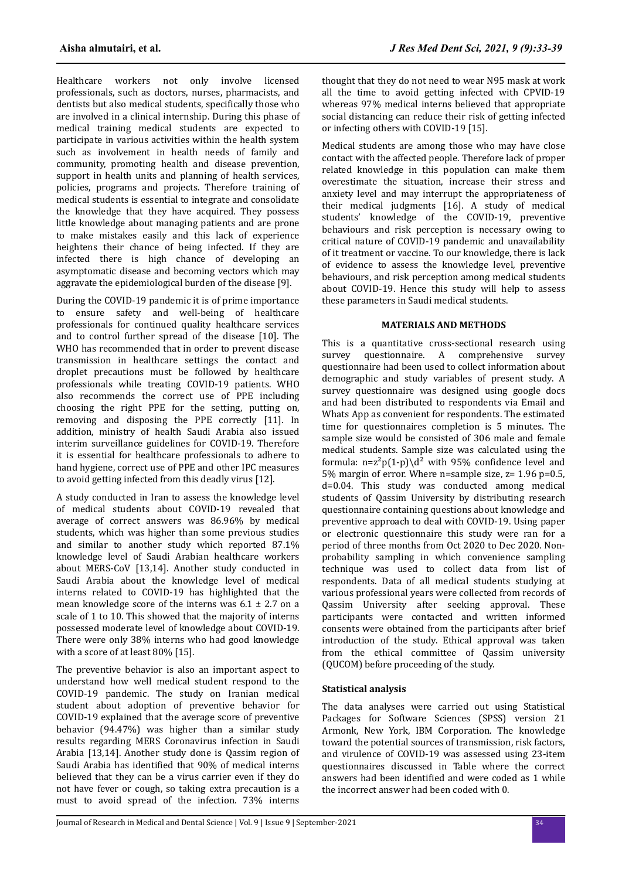Healthcare workers not only involve licensed professionals, such as doctors, nurses, pharmacists, and dentists but also medical students, specifically those who are involved in a clinical internship. During this phase of medical training medical students are expected to participate in various activities within the health system such as involvement in health needs of family and community, promoting health and disease prevention, support in health units and planning of health services, policies, programs and projects. Therefore training of medical students is essential to integrate and consolidate the knowledge that they have acquired. They possess little knowledge about managing patients and are prone to make mistakes easily and this lack of experience heightens their chance of being infected. If they are infected there is high chance of developing an asymptomatic disease and becoming vectors which may aggravate the epidemiological burden of the disease [9].

During the COVID-19 pandemic it is of prime importance to ensure safety and well-being of healthcare professionals for continued quality healthcare services and to control further spread of the disease [10]. The WHO has recommended that in order to prevent disease transmission in healthcare settings the contact and droplet precautions must be followed by healthcare professionals while treating COVID-19 patients. WHO also recommends the correct use of PPE including choosing the right PPE for the setting, putting on, removing and disposing the PPE correctly [11]. In addition, ministry of health Saudi Arabia also issued interim surveillance guidelines for COVID-19. Therefore it is essential for healthcare professionals to adhere to hand hygiene, correct use of PPE and other IPC measures to avoid getting infected from this deadly virus [12].

A study conducted in Iran to assess the knowledge level of medical students about COVID-19 revealed that average of correct answers was 86.96% by medical students, which was higher than some previous studies and similar to another study which reported 87.1% knowledge level of Saudi Arabian healthcare workers about MERS-CoV [13,14]. Another study conducted in Saudi Arabia about the knowledge level of medical interns related to COVID-19 has highlighted that the mean knowledge score of the interns was 6.1 ± 2.7 on a scale of 1 to 10. This showed that the majority of interns possessed moderate level of knowledge about COVID-19. There were only 38% interns who had good knowledge with a score of at least 80% [15].

The preventive behavior is also an important aspect to understand how well medical student respond to the COVID-19 pandemic. The study on Iranian medical student about adoption of preventive behavior for COVID-19 explained that the average score of preventive behavior (94.47%) was higher than a similar study results regarding MERS Coronavirus infection in Saudi Arabia [13,14]. Another study done is Qassim region of Saudi Arabia has identified that 90% of medical interns believed that they can be a virus carrier even if they do not have fever or cough, so taking extra precaution is a must to avoid spread of the infection. 73% interns thought that they do not need to wear N95 mask at work all the time to avoid getting infected with CPVID-19 whereas 97% medical interns believed that appropriate social distancing can reduce their risk of getting infected or infecting others with COVID-19 [15].

Medical students are among those who may have close contact with the affected people. Therefore lack of proper related knowledge in this population can make them overestimate the situation, increase their stress and anxiety level and may interrupt the appropriateness of their medical judgments [16]. A study of medical students' knowledge of the COVID-19, preventive behaviours and risk perception is necessary owing to critical nature of COVID-19 pandemic and unavailability of it treatment or vaccine. To our knowledge, there is lack of evidence to assess the knowledge level, preventive behaviours, and risk perception among medical students about COVID-19. Hence this study will help to assess these parameters in Saudi medical students.

## MATERIALS AND METHODS

This is a quantitative cross-sectional research using survey questionnaire. A comprehensive survey questionnaire had been used to collect information about demographic and study variables of present study. A survey questionnaire was designed using google docs and had been distributed to respondents via Email and Whats App as convenient for respondents. The estimated time for questionnaires completion is 5 minutes. The sample size would be consisted of 306 male and female medical students. Sample size was calculated using the formula: $n=z^2p(1-p)\backslash d^2$ with 95% confidence level and 5% margin of error. Where n=sample size, z= 1.96 p=0.5, d=0.04. This study was conducted among medical students of Qassim University by distributing research questionnaire containing questions about knowledge and preventive approach to deal with COVID-19. Using paper or electronic questionnaire this study were ran for a period of three months from Oct 2020 to Dec 2020. Non-probability sampling in which convenience sampling technique was used to collect data from list of respondents. Data of all medical students studying at various professional years were collected from records of Qassim University after seeking approval. These participants were contacted and written informed consents were obtained from the participants after brief introduction of the study. Ethical approval was taken from the ethical committee of Qassim university (QUCOM) before proceeding of the study.

### Statistical analysis

The data analyses were carried out using Statistical Packages for Software Sciences (SPSS) version 21 Armonk, New York, IBM Corporation. The knowledge toward the potential sources of transmission, risk factors, and virulence of COVID-19 was assessed using 23-item questionnaires discussed in Table where the correct answers had been identified and were coded as 1 while the incorrect answer had been coded with 0.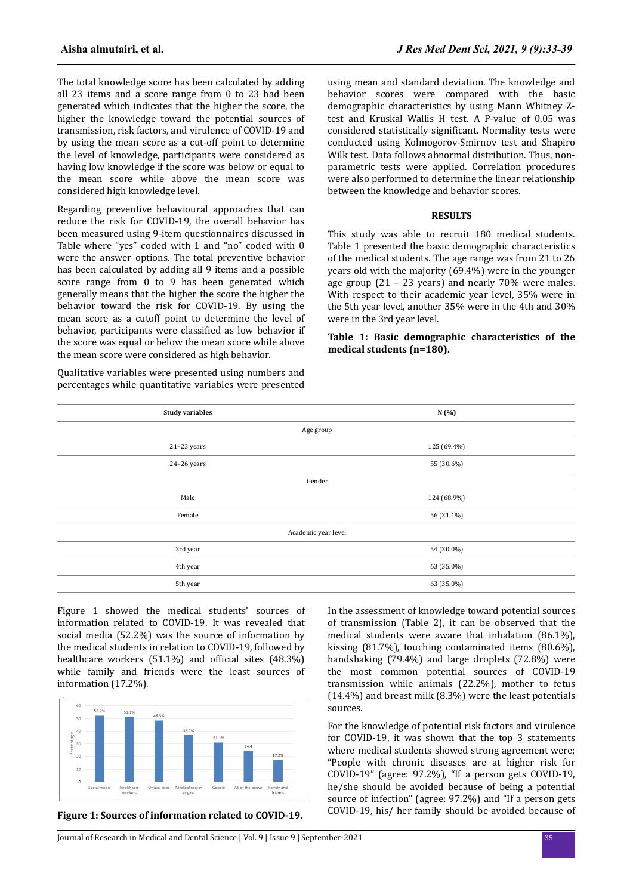The total knowledge score has been calculated by adding all 23 items and a score range from 0 to 23 had been generated which indicates that the higher the score, the higher the knowledge toward the potential sources of transmission, risk factors, and virulence of COVID-19 and by using the mean score as a cut-off point to determine the level of knowledge, participants were considered as having low knowledge if the score was below or equal to the mean score while above the mean score was considered high knowledge level.

Regarding preventive behavioural approaches that can reduce the risk for COVID-19, the overall behavior has been measured using 9-item questionnaires discussed in Table where "yes" coded with 1 and "no" coded with 0 were the answer options. The total preventive behavior has been calculated by adding all 9 items and a possible score range from 0 to 9 has been generated which generally means that the higher the score the higher the behavior toward the risk for COVID-19. By using the mean score as a cutoff point to determine the level of behavior, participants were classified as low behavior if the score was equal or below the mean score while above the mean score were considered as high behavior.

Qualitative variables were presented using numbers and percentages while quantitative variables were presented using mean and standard deviation. The knowledge and behavior scores were compared with the basic demographic characteristics by using Mann Whitney Z-test and Kruskal Wallis H test. A P-value of 0.05 was considered statistically significant. Normality tests were conducted using Kolmogorov-Smirnov test and Shapiro Wilk test. Data follows abnormal distribution. Thus, non-parametric tests were applied. Correlation procedures were also performed to determine the linear relationship between the knowledge and behavior scores.

## RESULTS

This study was able to recruit 180 medical students. Table 1 presented the basic demographic characteristics of the medical students. The age range was from 21 to 26 years old with the majority (69.4%) were in the younger age group (21 – 23 years) and nearly 70% were males. With respect to their academic year level, 35% were in the 5th year level, another 35% were in the 4th and 30% were in the 3rd year level.

**Table 1: Basic demographic characteristics of the medical students (n=180).**

| Study variables | N (%) |
|---|---|
| Age group | |
| 21–23 years | 125 (69.4%) |
| 24–26 years | 55 (30.6%) |
| Gender | |
| Male | 124 (68.9%) |
| Female | 56 (31.1%) |
| Academic year level | |
| 3rd year | 54 (30.0%) |
| 4th year | 63 (35.0%) |
| 5th year | 63 (35.0%) |

Figure 1 showed the medical students' sources of information related to COVID-19. It was revealed that social media (52.2%) was the source of information by the medical students in relation to COVID-19, followed by healthcare workers (51.1%) and official sites (48.3%) while family and friends were the least sources of information (17.2%).

**Figure 1: Sources of information related to COVID-19.**

In the assessment of knowledge toward potential sources of transmission (Table 2), it can be observed that the medical students were aware that inhalation (86.1%), kissing (81.7%), touching contaminated items (80.6%), handshaking (79.4%) and large droplets (72.8%) were the most common potential sources of COVID-19 transmission while animals (22.2%), mother to fetus (14.4%) and breast milk (8.3%) were the least potentials sources.

For the knowledge of potential risk factors and virulence for COVID-19, it was shown that the top 3 statements where medical students showed strong agreement were; "People with chronic diseases are at higher risk for COVID-19" (agree: 97.2%), "If a person gets COVID-19, he/she should be avoided because of being a potential source of infection" (agree: 97.2%) and "If a person gets COVID-19, his/ her family should be avoided because of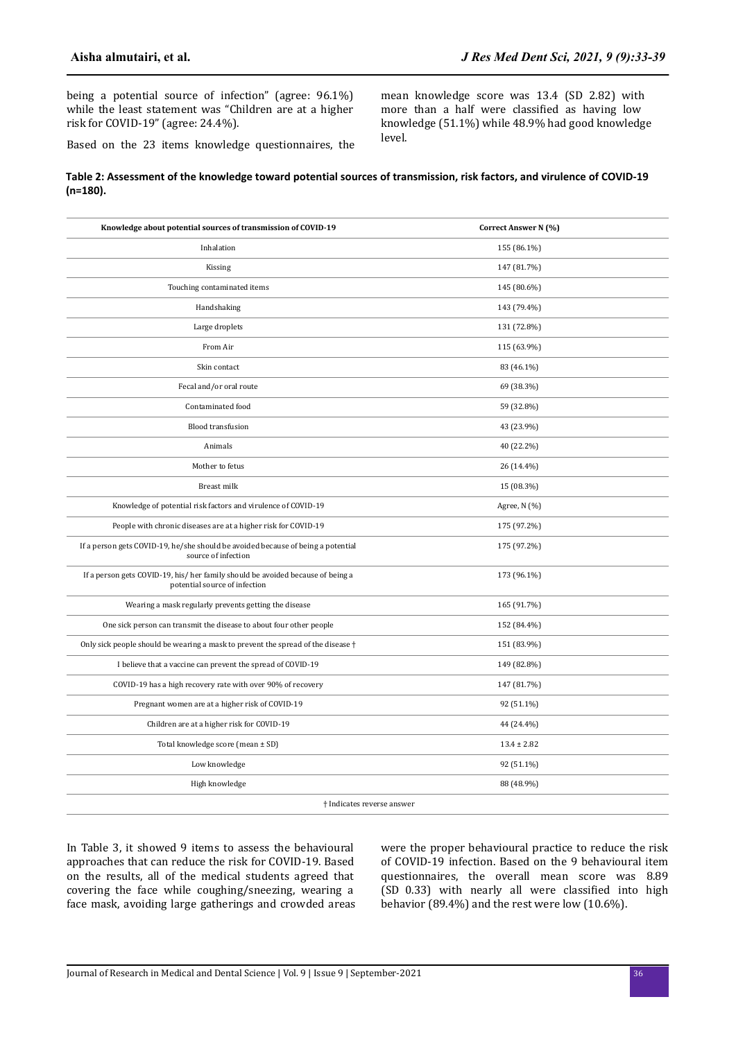being a potential source of infection" (agree: 96.1%) while the least statement was "Children are at a higher risk for COVID-19" (agree: 24.4%).

Based on the 23 items knowledge questionnaires, the mean knowledge score was 13.4 (SD 2.82) with more than a half were classified as having low knowledge (51.1%) while 48.9% had good knowledge level.

**Table 2: Assessment of the knowledge toward potential sources of transmission, risk factors, and virulence of COVID-19 (n=180).**

| Knowledge about potential sources of transmission of COVID-19 | Correct Answer N (%) |
|---|---|
| Inhalation | 155 (86.1%) |
| Kissing | 147 (81.7%) |
| Touching contaminated items | 145 (80.6%) |
| Handshaking | 143 (79.4%) |
| Large droplets | 131 (72.8%) |
| From Air | 115 (63.9%) |
| Skin contact | 83 (46.1%) |
| Fecal and/or oral route | 69 (38.3%) |
| Contaminated food | 59 (32.8%) |
| Blood transfusion | 43 (23.9%) |
| Animals | 40 (22.2%) |
| Mother to fetus | 26 (14.4%) |
| Breast milk | 15 (08.3%) |
| Knowledge of potential risk factors and virulence of COVID-19 | Agree, N (%) |
| People with chronic diseases are at a higher risk for COVID-19 | 175 (97.2%) |
| If a person gets COVID-19, he/she should be avoided because of being a potential source of infection | 175 (97.2%) |
| If a person gets COVID-19, his/ her family should be avoided because of being a potential source of infection | 173 (96.1%) |
| Wearing a mask regularly prevents getting the disease | 165 (91.7%) |
| One sick person can transmit the disease to about four other people | 152 (84.4%) |
| Only sick people should be wearing a mask to prevent the spread of the disease † | 151 (83.9%) |
| I believe that a vaccine can prevent the spread of COVID-19 | 149 (82.8%) |
| COVID-19 has a high recovery rate with over 90% of recovery | 147 (81.7%) |
| Pregnant women are at a higher risk of COVID-19 | 92 (51.1%) |
| Children are at a higher risk for COVID-19 | 44 (24.4%) |
| Total knowledge score (mean ± SD) | 13.4 ± 2.82 |
| Low knowledge | 92 (51.1%) |
| High knowledge | 88 (48.9%) |

† Indicates reverse answer

In Table 3, it showed 9 items to assess the behavioural approaches that can reduce the risk for COVID-19. Based on the results, all of the medical students agreed that covering the face while coughing/sneezing, wearing a face mask, avoiding large gatherings and crowded areas were the proper behavioural practice to reduce the risk of COVID-19 infection. Based on the 9 behavioural item questionnaires, the overall mean score was 8.89 (SD 0.33) with nearly all were classified into high behavior (89.4%) and the rest were low (10.6%).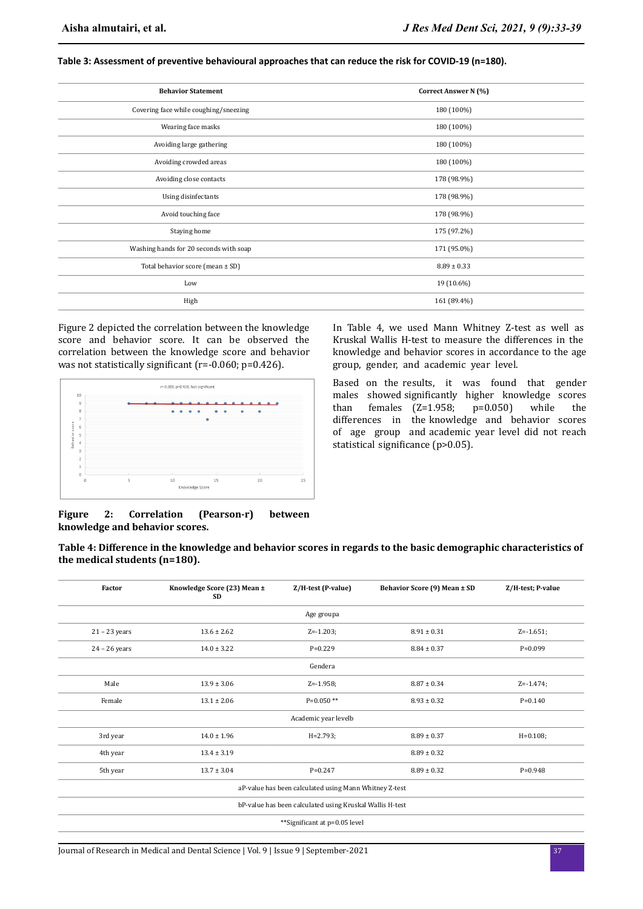**Table 3: Assessment of preventive behavioural approaches that can reduce the risk for COVID-19 (n=180).**

| Behavior Statement | Correct Answer N (%) |
|---|---|
| Covering face while coughing/sneezing | 180 (100%) |
| Wearing face masks | 180 (100%) |
| Avoiding large gathering | 180 (100%) |
| Avoiding crowded areas | 180 (100%) |
| Avoiding close contacts | 178 (98.9%) |
| Using disinfectants | 178 (98.9%) |
| Avoid touching face | 178 (98.9%) |
| Staying home | 175 (97.2%) |
| Washing hands for 20 seconds with soap | 171 (95.0%) |
| Total behavior score (mean ± SD) | 8.89 ± 0.33 |
| Low | 19 (10.6%) |
| High | 161 (89.4%) |

Figure 2 depicted the correlation between the knowledge score and behavior score. It can be observed the correlation between the knowledge score and behavior was not statistically significant (r=-0.060; p=0.426).

**Figure 2: Correlation (Pearson-r) between knowledge and behavior scores.**

In Table 4, we used Mann Whitney Z-test as well as Kruskal Wallis H-test to measure the differences in the knowledge and behavior scores in accordance to the age group, gender, and academic year level.

Based on the results, it was found that gender males showed significantly higher knowledge scores than females (Z=1.958; p=0.050) while the differences in the knowledge and behavior scores of age group and academic year level did not reach statistical significance (p>0.05).

**Table 4: Difference in the knowledge and behavior scores in regards to the basic demographic characteristics of the medical students (n=180).**

| Factor | Knowledge Score (23) Mean ± SD | Z/H-test (P-value) | Behavior Score (9) Mean ± SD | Z/H-test; P-value |
|---|---|---|---|---|
| | | Age groupa | | |
| 21 – 23 years | 13.6 ± 2.62 | Z=-1.203; | 8.91 ± 0.31 | Z=-1.651; |
| 24 – 26 years | 14.0 ± 3.22 | P=0.229 | 8.84 ± 0.37 | P=0.099 |
| | | Gendera | | |
| Male | 13.9 ± 3.06 | Z=-1.958; | 8.87 ± 0.34 | Z=-1.474; |
| Female | 13.1 ± 2.06 | P=0.050 ** | 8.93 ± 0.32 | P=0.140 |
| | | Academic year levelb | | |
| 3rd year | 14.0 ± 1.96 | H=2.793; | 8.89 ± 0.37 | H=0.108; |
| 4th year | 13.4 ± 3.19 | | 8.89 ± 0.32 | |
| 5th year | 13.7 ± 3.04 | P=0.247 | 8.89 ± 0.32 | P=0.948 |
| | | aP-value has been calculated using Mann Whitney Z-test | | |
| | | bP-value has been calculated using Kruskal Wallis H-test | | |
| | | **Significant at p=0.05 level | | |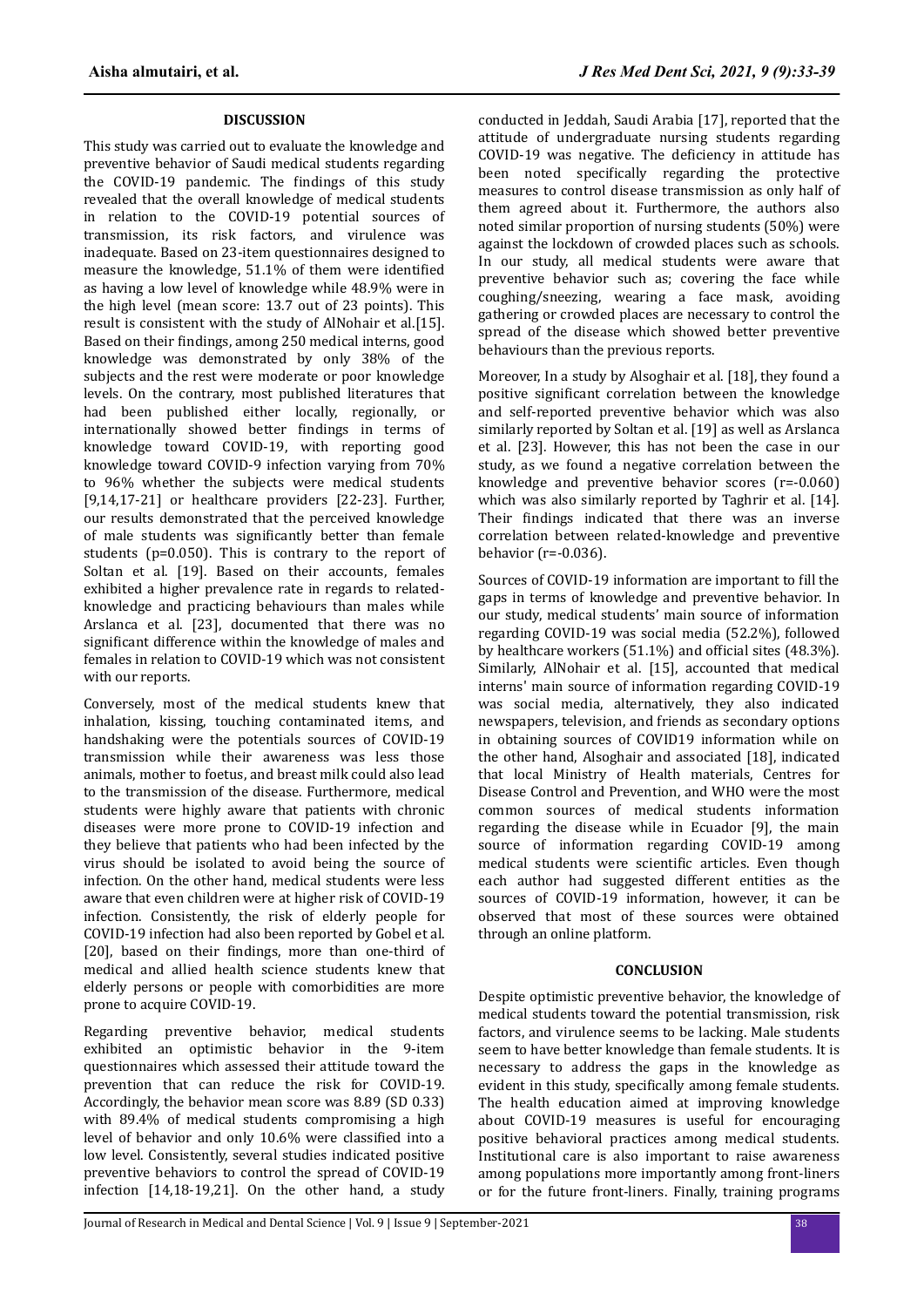## DISCUSSION

This study was carried out to evaluate the knowledge and preventive behavior of Saudi medical students regarding the COVID-19 pandemic. The findings of this study revealed that the overall knowledge of medical students in relation to the COVID-19 potential sources of transmission, its risk factors, and virulence was inadequate. Based on 23-item questionnaires designed to measure the knowledge, 51.1% of them were identified as having a low level of knowledge while 48.9% were in the high level (mean score: 13.7 out of 23 points). This result is consistent with the study of AlNohair et al.[15]. Based on their findings, among 250 medical interns, good knowledge was demonstrated by only 38% of the subjects and the rest were moderate or poor knowledge levels. On the contrary, most published literatures that had been published either locally, regionally, or internationally showed better findings in terms of knowledge toward COVID-19, with reporting good knowledge toward COVID-9 infection varying from 70% to 96% whether the subjects were medical students [9,14,17-21] or healthcare providers [22-23]. Further, our results demonstrated that the perceived knowledge of male students was significantly better than female students (p=0.050). This is contrary to the report of Soltan et al. [19]. Based on their accounts, females exhibited a higher prevalence rate in regards to related-knowledge and practicing behaviours than males while Arslanca et al. [23], documented that there was no significant difference within the knowledge of males and females in relation to COVID-19 which was not consistent with our reports.

Conversely, most of the medical students knew that inhalation, kissing, touching contaminated items, and handshaking were the potentials sources of COVID-19 transmission while their awareness was less those animals, mother to foetus, and breast milk could also lead to the transmission of the disease. Furthermore, medical students were highly aware that patients with chronic diseases were more prone to COVID-19 infection and they believe that patients who had been infected by the virus should be isolated to avoid being the source of infection. On the other hand, medical students were less aware that even children were at higher risk of COVID-19 infection. Consistently, the risk of elderly people for COVID-19 infection had also been reported by Gobel et al. [20], based on their findings, more than one-third of medical and allied health science students knew that elderly persons or people with comorbidities are more prone to acquire COVID-19.

Regarding preventive behavior, medical students exhibited an optimistic behavior in the 9-item questionnaires which assessed their attitude toward the prevention that can reduce the risk for COVID-19. Accordingly, the behavior mean score was 8.89 (SD 0.33) with 89.4% of medical students compromising a high level of behavior and only 10.6% were classified into a low level. Consistently, several studies indicated positive preventive behaviors to control the spread of COVID-19 infection [14,18-19,21]. On the other hand, a study conducted in Jeddah, Saudi Arabia [17], reported that the attitude of undergraduate nursing students regarding COVID-19 was negative. The deficiency in attitude has been noted specifically regarding the protective measures to control disease transmission as only half of them agreed about it. Furthermore, the authors also noted similar proportion of nursing students (50%) were against the lockdown of crowded places such as schools. In our study, all medical students were aware that preventive behavior such as; covering the face while coughing/sneezing, wearing a face mask, avoiding gathering or crowded places are necessary to control the spread of the disease which showed better preventive behaviours than the previous reports.

Moreover, In a study by Alsoghair et al. [18], they found a positive significant correlation between the knowledge and self-reported preventive behavior which was also similarly reported by Soltan et al. [19] as well as Arslanca et al. [23]. However, this has not been the case in our study, as we found a negative correlation between the knowledge and preventive behavior scores (r=-0.060) which was also similarly reported by Taghrir et al. [14]. Their findings indicated that there was an inverse correlation between related-knowledge and preventive behavior (r=-0.036).

Sources of COVID-19 information are important to fill the gaps in terms of knowledge and preventive behavior. In our study, medical students' main source of information regarding COVID-19 was social media (52.2%), followed by healthcare workers (51.1%) and official sites (48.3%). Similarly, AlNohair et al. [15], accounted that medical interns' main source of information regarding COVID-19 was social media, alternatively, they also indicated newspapers, television, and friends as secondary options in obtaining sources of COVID19 information while on the other hand, Alsoghair and associated [18], indicated that local Ministry of Health materials, Centres for Disease Control and Prevention, and WHO were the most common sources of medical students information regarding the disease while in Ecuador [9], the main source of information regarding COVID-19 among medical students were scientific articles. Even though each author had suggested different entities as the sources of COVID-19 information, however, it can be observed that most of these sources were obtained through an online platform.

## CONCLUSION

Despite optimistic preventive behavior, the knowledge of medical students toward the potential transmission, risk factors, and virulence seems to be lacking. Male students seem to have better knowledge than female students. It is necessary to address the gaps in the knowledge as evident in this study, specifically among female students. The health education aimed at improving knowledge about COVID-19 measures is useful for encouraging positive behavioral practices among medical students. Institutional care is also important to raise awareness among populations more importantly among front-liners or for the future front-liners. Finally, training programs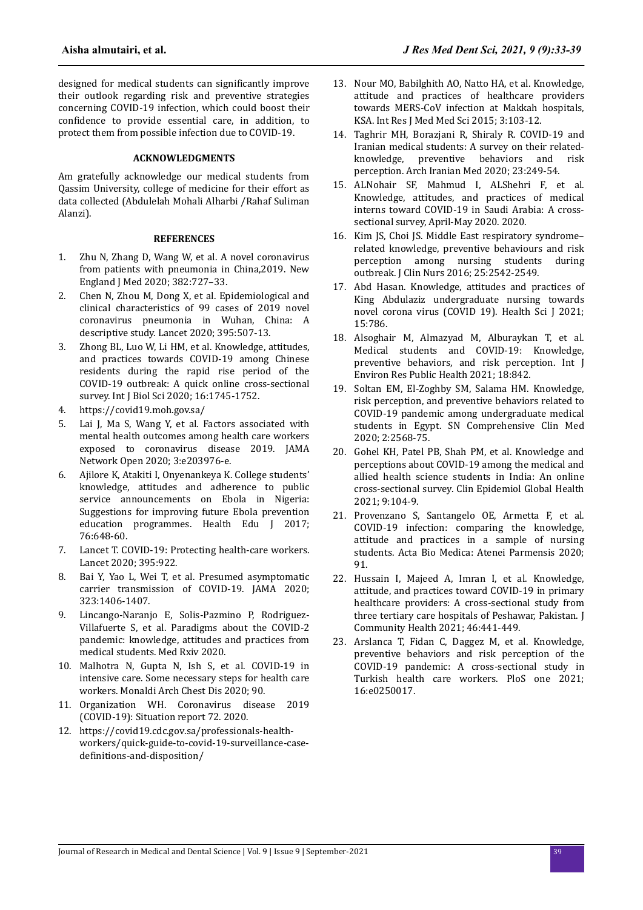designed for medical students can significantly improve their outlook regarding risk and preventive strategies concerning COVID-19 infection, which could boost their confidence to provide essential care, in addition, to protect them from possible infection due to COVID-19.

## ACKNOWLEDGMENTS

Am gratefully acknowledge our medical students from Qassim University, college of medicine for their effort as data collected (Abdulelah Mohali Alharbi /Rahaf Suliman Alanzi).

## REFERENCES

1. Zhu N, Zhang D, Wang W, et al. A novel coronavirus from patients with pneumonia in China,2019. New England J Med 2020; 382:727–33.
2. Chen N, Zhou M, Dong X, et al. Epidemiological and clinical characteristics of 99 cases of 2019 novel coronavirus pneumonia in Wuhan, China: A descriptive study. Lancet 2020; 395:507-13.
3. Zhong BL, Luo W, Li HM, et al. Knowledge, attitudes, and practices towards COVID-19 among Chinese residents during the rapid rise period of the COVID-19 outbreak: A quick online cross-sectional survey. Int J Biol Sci 2020; 16:1745-1752.
4. https://covid19.moh.gov.sa/
5. Lai J, Ma S, Wang Y, et al. Factors associated with mental health outcomes among health care workers exposed to coronavirus disease 2019. JAMA Network Open 2020; 3:e203976-e.
6. Ajilore K, Atakiti I, Onyenankeya K. College students' knowledge, attitudes and adherence to public service announcements on Ebola in Nigeria: Suggestions for improving future Ebola prevention education programmes. Health Edu J 2017; 76:648-60.
7. Lancet T. COVID-19: Protecting health-care workers. Lancet 2020; 395:922.
8. Bai Y, Yao L, Wei T, et al. Presumed asymptomatic carrier transmission of COVID-19. JAMA 2020; 323:1406-1407.
9. Lincango-Naranjo E, Solis-Pazmino P, Rodriguez-Villafuerte S, et al. Paradigms about the COVID-2 pandemic: knowledge, attitudes and practices from medical students. Med Rxiv 2020.
10. Malhotra N, Gupta N, Ish S, et al. COVID-19 in intensive care. Some necessary steps for health care workers. Monaldi Arch Chest Dis 2020; 90.
11. Organization WH. Coronavirus disease 2019 (COVID-19): Situation report 72. 2020.
12. https://covid19.cdc.gov.sa/professionals-health-workers/quick-guide-to-covid-19-surveillance-case-definitions-and-disposition/
13. Nour MO, Babilghith AO, Natto HA, et al. Knowledge, attitude and practices of healthcare providers towards MERS-CoV infection at Makkah hospitals, KSA. Int Res J Med Med Sci 2015; 3:103-12.
14. Taghrir MH, Borazjani R, Shiraly R. COVID-19 and Iranian medical students: A survey on their related-knowledge, preventive behaviors and risk perception. Arch Iranian Med 2020; 23:249-54.
15. ALNohair SF, Mahmud I, ALShehri F, et al. Knowledge, attitudes, and practices of medical interns toward COVID-19 in Saudi Arabia: A cross-sectional survey, April-May 2020. 2020.
16. Kim JS, Choi JS. Middle East respiratory syndrome–related knowledge, preventive behaviours and risk perception among nursing students during outbreak. J Clin Nurs 2016; 25:2542-2549.
17. Abd Hasan. Knowledge, attitudes and practices of King Abdulaziz undergraduate nursing towards novel corona virus (COVID 19). Health Sci J 2021; 15:786.
18. Alsoghair M, Almazyad M, Alburaykan T, et al. Medical students and COVID-19: Knowledge, preventive behaviors, and risk perception. Int J Environ Res Public Health 2021; 18:842.
19. Soltan EM, El-Zoghby SM, Salama HM. Knowledge, risk perception, and preventive behaviors related to COVID-19 pandemic among undergraduate medical students in Egypt. SN Comprehensive Clin Med 2020; 2:2568-75.
20. Gohel KH, Patel PB, Shah PM, et al. Knowledge and perceptions about COVID-19 among the medical and allied health science students in India: An online cross-sectional survey. Clin Epidemiol Global Health 2021; 9:104-9.
21. Provenzano S, Santangelo OE, Armetta F, et al. COVID-19 infection: comparing the knowledge, attitude and practices in a sample of nursing students. Acta Bio Medica: Atenei Parmensis 2020; 91.
22. Hussain I, Majeed A, Imran I, et al. Knowledge, attitude, and practices toward COVID-19 in primary healthcare providers: A cross-sectional study from three tertiary care hospitals of Peshawar, Pakistan. J Community Health 2021; 46:441-449.
23. Arslanca T, Fidan C, Daggez M, et al. Knowledge, preventive behaviors and risk perception of the COVID-19 pandemic: A cross-sectional study in Turkish health care workers. PloS one 2021; 16:e0250017.